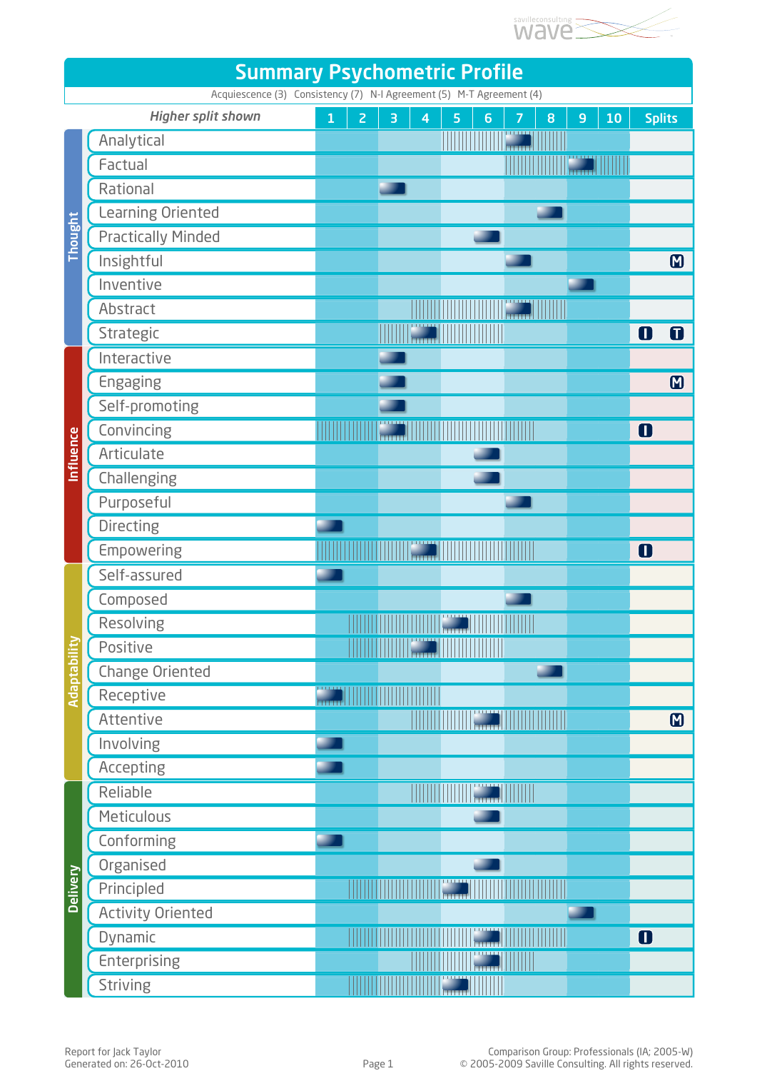# Summary Psychometric Profile

Acquiescence (3) Consistency (7) N-I Agreement (5) M-T Agreement (4)

| Cluster | *Higher split shown* | Score | Splits |
|---|---|---|---|
| Thought | Analytical | 7 | |
| | Factual | 9 | |
| | Rational | 3 | |
| | Learning Oriented | 8 | |
| | Practically Minded | 6 | |
| | Insightful | 7 | M |
| | Inventive | 9 | |
| | Abstract | 7 | |
| | Strategic | 4 | I T |
| Influence | Interactive | 3 | |
| | Engaging | 3 | M |
| | Self-promoting | 3 | |
| | Convincing | 3 | I |
| | Articulate | 6 | |
| | Challenging | 6 | |
| | Purposeful | 7 | |
| | Directing | 1 | |
| | Empowering | 4 | I |
| Adaptability | Self-assured | 1 | |
| | Composed | 7 | |
| | Resolving | 5 | |
| | Positive | 4 | |
| | Change Oriented | 8 | |
| | Receptive | 1 | |
| | Attentive | 6 | M |
| | Involving | 1 | |
| | Accepting | 1 | |
| Delivery | Reliable | 6 | |
| | Meticulous | 6 | |
| | Conforming | 1 | |
| | Organised | 6 | |
| | Principled | 5 | |
| | Activity Oriented | 9 | |
| | Dynamic | 6 | I |
| | Enterprising | 6 | |
| | Striving | 5 | |

Report for Jack Taylor
Generated on: 26-Oct-2010

Comparison Group: Professionals (IA; 2005-W)
© 2005-2009 Saville Consulting. All rights reserved.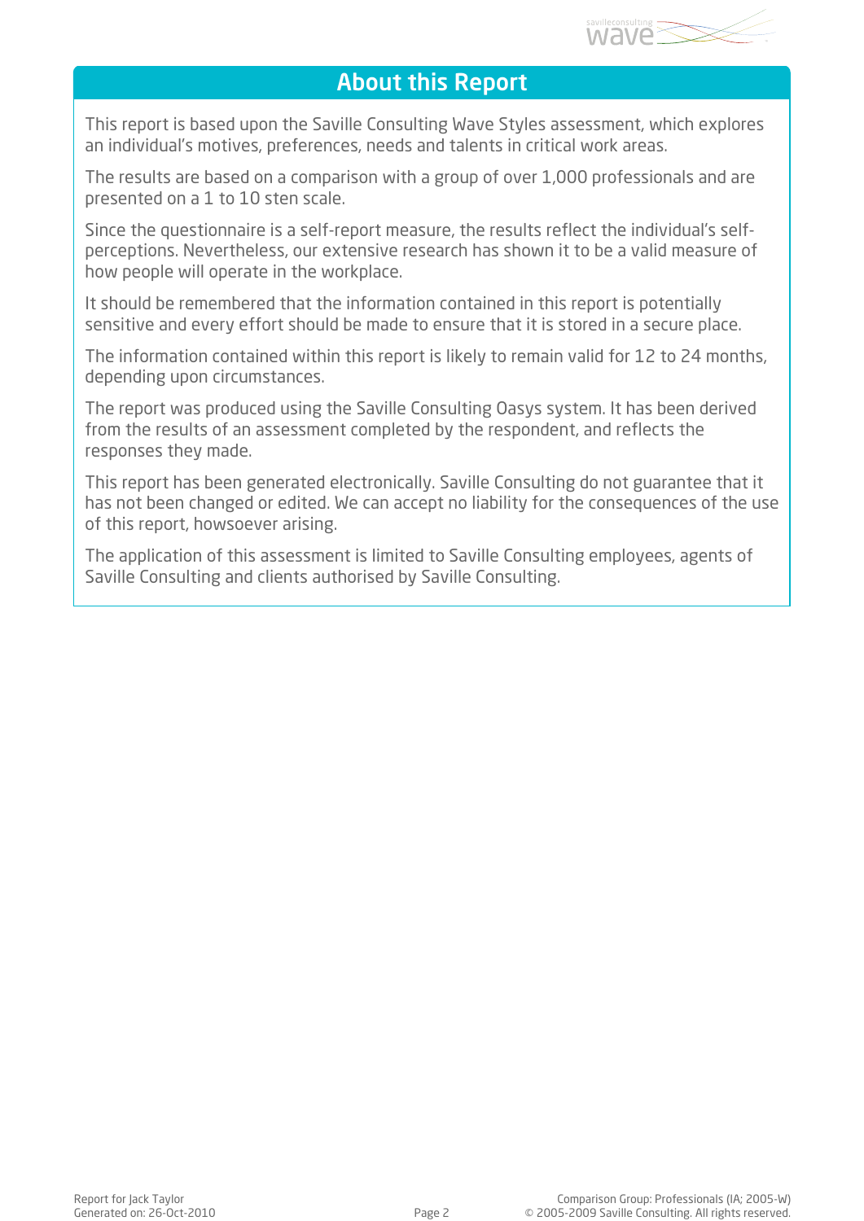## About this Report

This report is based upon the Saville Consulting Wave Styles assessment, which explores an individual's motives, preferences, needs and talents in critical work areas.

The results are based on a comparison with a group of over 1,000 professionals and are presented on a 1 to 10 sten scale.

Since the questionnaire is a self-report measure, the results reflect the individual's self-perceptions. Nevertheless, our extensive research has shown it to be a valid measure of how people will operate in the workplace.

It should be remembered that the information contained in this report is potentially sensitive and every effort should be made to ensure that it is stored in a secure place.

The information contained within this report is likely to remain valid for 12 to 24 months, depending upon circumstances.

The report was produced using the Saville Consulting Oasys system. It has been derived from the results of an assessment completed by the respondent, and reflects the responses they made.

This report has been generated electronically. Saville Consulting do not guarantee that it has not been changed or edited. We can accept no liability for the consequences of the use of this report, howsoever arising.

The application of this assessment is limited to Saville Consulting employees, agents of Saville Consulting and clients authorised by Saville Consulting.